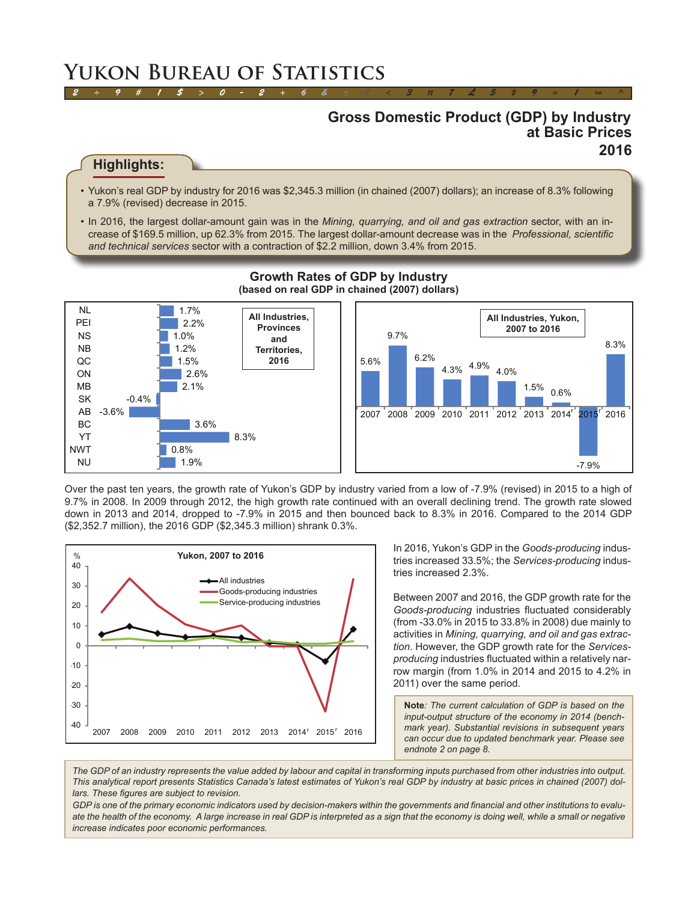# Yukon Bureau of Statistics

## Gross Domestic Product (GDP) by Industry at Basic Prices 2016

### Highlights:

- Yukon's real GDP by industry for 2016 was $2,345.3 million (in chained (2007) dollars); an increase of 8.3% following a 7.9% (revised) decrease in 2015.
- In 2016, the largest dollar-amount gain was in the *Mining, quarrying, and oil and gas extraction* sector, with an increase of $169.5 million, up 62.3% from 2015. The largest dollar-amount decrease was in the *Professional, scientific and technical services* sector with a contraction of $2.2 million, down 3.4% from 2015.

**Growth Rates of GDP by Industry**
**(based on real GDP in chained (2007) dollars)**

All Industries, Provinces and Territories, 2016

| Province/Territory | Growth rate |
|---|---|
| NL | 1.7% |
| PEI | 2.2% |
| NS | 1.0% |
| NB | 1.2% |
| QC | 1.5% |
| ON | 2.6% |
| MB | 2.1% |
| SK | -0.4% |
| AB | -3.6% |
| BC | 3.6% |
| YT | 8.3% |
| NWT | 0.8% |
| NU | 1.9% |

All Industries, Yukon, 2007 to 2016

| 2007 | 2008 | 2009 | 2010 | 2011 | 2012 | 2013 | 2014r | 2015r | 2016 |
|---|---|---|---|---|---|---|---|---|---|
| 5.6% | 9.7% | 6.2% | 4.3% | 4.9% | 4.0% | 1.5% | 0.6% | -7.9% | 8.3% |

Over the past ten years, the growth rate of Yukon's GDP by industry varied from a low of -7.9% (revised) in 2015 to a high of 9.7% in 2008. In 2009 through 2012, the high growth rate continued with an overall declining trend. The growth rate slowed down in 2013 and 2014, dropped to -7.9% in 2015 and then bounced back to 8.3% in 2016. Compared to the 2014 GDP ($2,352.7 million), the 2016 GDP ($2,345.3 million) shrank 0.3%.

**Yukon, 2007 to 2016** (%; series: All industries, Goods-producing industries, Service-producing industries; years 2007–2014r, 2015r, 2016)

In 2016, Yukon's GDP in the *Goods-producing* industries increased 33.5%; the *Services-producing* industries increased 2.3%.

Between 2007 and 2016, the GDP growth rate for the *Goods-producing* industries fluctuated considerably (from -33.0% in 2015 to 33.8% in 2008) due mainly to activities in *Mining, quarrying, and oil and gas extraction*. However, the GDP growth rate for the *Services-producing* industries fluctuated within a relatively narrow margin (from 1.0% in 2014 and 2015 to 4.2% in 2011) over the same period.

**Note**: *The current calculation of GDP is based on the input-output structure of the economy in 2014 (benchmark year). Substantial revisions in subsequent years can occur due to updated benchmark year. Please see endnote 2 on page 8.*

*The GDP of an industry represents the value added by labour and capital in transforming inputs purchased from other industries into output. This analytical report presents Statistics Canada's latest estimates of Yukon's real GDP by industry at basic prices in chained (2007) dollars. These figures are subject to revision.*

*GDP is one of the primary economic indicators used by decision-makers within the governments and financial and other institutions to evaluate the health of the economy. A large increase in real GDP is interpreted as a sign that the economy is doing well, while a small or negative increase indicates poor economic performances.*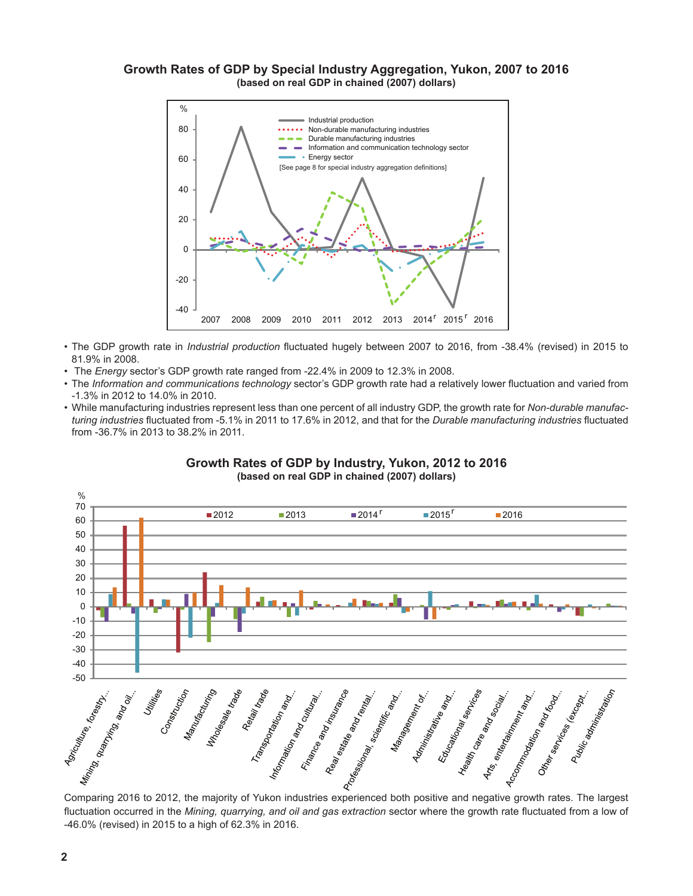## Growth Rates of GDP by Special Industry Aggregation, Yukon, 2007 to 2016

**(based on real GDP in chained (2007) dollars)**

- The GDP growth rate in *Industrial production* fluctuated hugely between 2007 to 2016, from -38.4% (revised) in 2015 to 81.9% in 2008.
- The *Energy* sector's GDP growth rate ranged from -22.4% in 2009 to 12.3% in 2008.
- The *Information and communications technology* sector's GDP growth rate had a relatively lower fluctuation and varied from -1.3% in 2012 to 14.0% in 2010.
- While manufacturing industries represent less than one percent of all industry GDP, the growth rate for *Non-durable manufacturing industries* fluctuated from -5.1% in 2011 to 17.6% in 2012, and that for the *Durable manufacturing industries* fluctuated from -36.7% in 2013 to 38.2% in 2011.

## Growth Rates of GDP by Industry, Yukon, 2012 to 2016

**(based on real GDP in chained (2007) dollars)**

Comparing 2016 to 2012, the majority of Yukon industries experienced both positive and negative growth rates. The largest fluctuation occurred in the *Mining, quarrying, and oil and gas extraction* sector where the growth rate fluctuated from a low of -46.0% (revised) in 2015 to a high of 62.3% in 2016.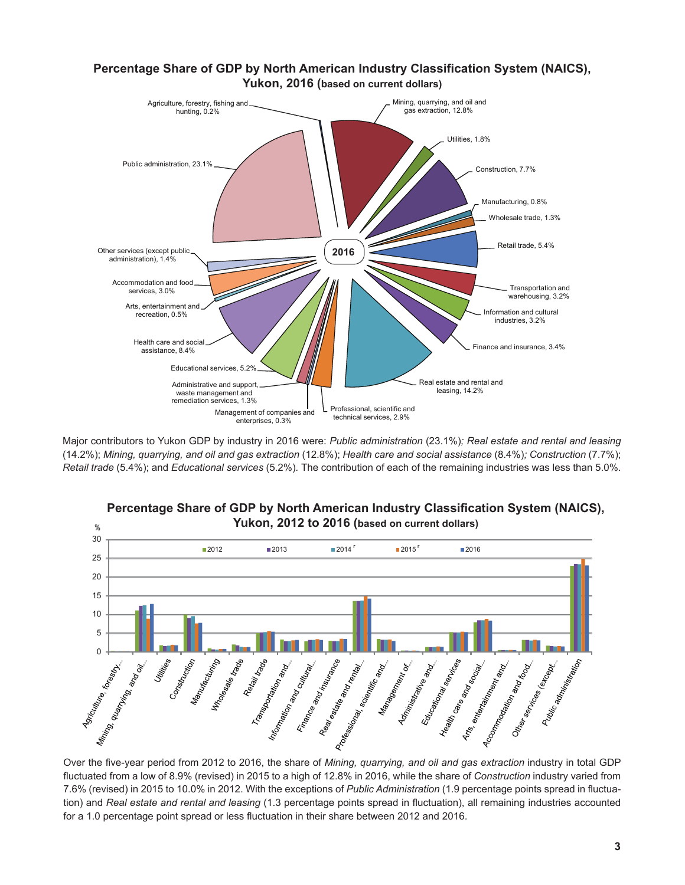**Percentage Share of GDP by North American Industry Classification System (NAICS), Yukon, 2016 (based on current dollars)**

Agriculture, forestry, fishing and hunting, 0.2%
Mining, quarrying, and oil and gas extraction, 12.8%
Utilities, 1.8%
Construction, 7.7%
Manufacturing, 0.8%
Wholesale trade, 1.3%
Retail trade, 5.4%
Transportation and warehousing, 3.2%
Information and cultural industries, 3.2%
Finance and insurance, 3.4%
Real estate and rental and leasing, 14.2%
Professional, scientific and technical services, 2.9%
Management of companies and enterprises, 0.3%
Administrative and support, waste management and remediation services, 1.3%
Educational services, 5.2%
Health care and social assistance, 8.4%
Arts, entertainment and recreation, 0.5%
Accommodation and food services, 3.0%
Other services (except public administration), 1.4%
Public administration, 23.1%

Major contributors to Yukon GDP by industry in 2016 were: *Public administration* (23.1%)*; Real estate and rental and leasing* (14.2%); *Mining, quarrying, and oil and gas extraction* (12.8%); *Health care and social assistance* (8.4%)*; Construction* (7.7%); *Retail trade* (5.4%); and *Educational services* (5.2%). The contribution of each of the remaining industries was less than 5.0%.

**Percentage Share of GDP by North American Industry Classification System (NAICS), Yukon, 2012 to 2016 (based on current dollars)**

Over the five-year period from 2012 to 2016, the share of *Mining, quarrying, and oil and gas extraction* industry in total GDP fluctuated from a low of 8.9% (revised) in 2015 to a high of 12.8% in 2016, while the share of *Construction* industry varied from 7.6% (revised) in 2015 to 10.0% in 2012. With the exceptions of *Public Administration* (1.9 percentage points spread in fluctuation) and *Real estate and rental and leasing* (1.3 percentage points spread in fluctuation), all remaining industries accounted for a 1.0 percentage point spread or less fluctuation in their share between 2012 and 2016.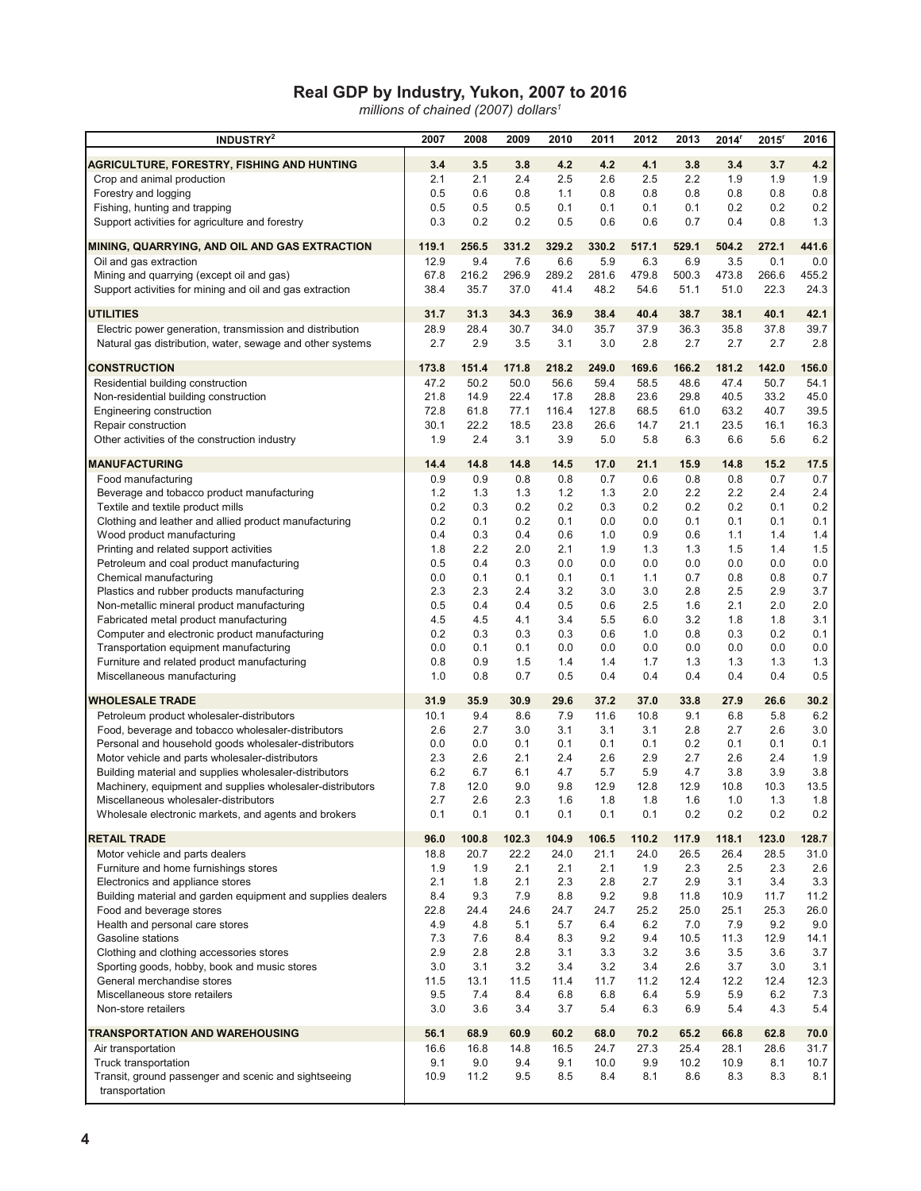# Real GDP by Industry, Yukon, 2007 to 2016

*millions of chained (2007) dollars[1]*

| INDUSTRY[2] | 2007 | 2008 | 2009 | 2010 | 2011 | 2012 | 2013 | 2014[r] | 2015[r] | 2016 |
|---|---|---|---|---|---|---|---|---|---|---|
| **AGRICULTURE, FORESTRY, FISHING AND HUNTING** | **3.4** | **3.5** | **3.8** | **4.2** | **4.2** | **4.1** | **3.8** | **3.4** | **3.7** | **4.2** |
| Crop and animal production | 2.1 | 2.1 | 2.4 | 2.5 | 2.6 | 2.5 | 2.2 | 1.9 | 1.9 | 1.9 |
| Forestry and logging | 0.5 | 0.6 | 0.8 | 1.1 | 0.8 | 0.8 | 0.8 | 0.8 | 0.8 | 0.8 |
| Fishing, hunting and trapping | 0.5 | 0.5 | 0.5 | 0.1 | 0.1 | 0.1 | 0.1 | 0.2 | 0.2 | 0.2 |
| Support activities for agriculture and forestry | 0.3 | 0.2 | 0.2 | 0.5 | 0.6 | 0.6 | 0.7 | 0.4 | 0.8 | 1.3 |
| **MINING, QUARRYING, AND OIL AND GAS EXTRACTION** | **119.1** | **256.5** | **331.2** | **329.2** | **330.2** | **517.1** | **529.1** | **504.2** | **272.1** | **441.6** |
| Oil and gas extraction | 12.9 | 9.4 | 7.6 | 6.6 | 5.9 | 6.3 | 6.9 | 3.5 | 0.1 | 0.0 |
| Mining and quarrying (except oil and gas) | 67.8 | 216.2 | 296.9 | 289.2 | 281.6 | 479.8 | 500.3 | 473.8 | 266.6 | 455.2 |
| Support activities for mining and oil and gas extraction | 38.4 | 35.7 | 37.0 | 41.4 | 48.2 | 54.6 | 51.1 | 51.0 | 22.3 | 24.3 |
| **UTILITIES** | **31.7** | **31.3** | **34.3** | **36.9** | **38.4** | **40.4** | **38.7** | **38.1** | **40.1** | **42.1** |
| Electric power generation, transmission and distribution | 28.9 | 28.4 | 30.7 | 34.0 | 35.7 | 37.9 | 36.3 | 35.8 | 37.8 | 39.7 |
| Natural gas distribution, water, sewage and other systems | 2.7 | 2.9 | 3.5 | 3.1 | 3.0 | 2.8 | 2.7 | 2.7 | 2.7 | 2.8 |
| **CONSTRUCTION** | **173.8** | **151.4** | **171.8** | **218.2** | **249.0** | **169.6** | **166.2** | **181.2** | **142.0** | **156.0** |
| Residential building construction | 47.2 | 50.2 | 50.0 | 56.6 | 59.4 | 58.5 | 48.6 | 47.4 | 50.7 | 54.1 |
| Non-residential building construction | 21.8 | 14.9 | 22.4 | 17.8 | 28.8 | 23.6 | 29.8 | 40.5 | 33.2 | 45.0 |
| Engineering construction | 72.8 | 61.8 | 77.1 | 116.4 | 127.8 | 68.5 | 61.0 | 63.2 | 40.7 | 39.5 |
| Repair construction | 30.1 | 22.2 | 18.5 | 23.8 | 26.6 | 14.7 | 21.1 | 23.5 | 16.1 | 16.3 |
| Other activities of the construction industry | 1.9 | 2.4 | 3.1 | 3.9 | 5.0 | 5.8 | 6.3 | 6.6 | 5.6 | 6.2 |
| **MANUFACTURING** | **14.4** | **14.8** | **14.8** | **14.5** | **17.0** | **21.1** | **15.9** | **14.8** | **15.2** | **17.5** |
| Food manufacturing | 0.9 | 0.9 | 0.8 | 0.8 | 0.7 | 0.6 | 0.8 | 0.8 | 0.7 | 0.7 |
| Beverage and tobacco product manufacturing | 1.2 | 1.3 | 1.3 | 1.2 | 1.3 | 2.0 | 2.2 | 2.2 | 2.4 | 2.4 |
| Textile and textile product mills | 0.2 | 0.3 | 0.2 | 0.2 | 0.3 | 0.2 | 0.2 | 0.2 | 0.1 | 0.2 |
| Clothing and leather and allied product manufacturing | 0.2 | 0.1 | 0.2 | 0.1 | 0.0 | 0.0 | 0.1 | 0.1 | 0.1 | 0.1 |
| Wood product manufacturing | 0.4 | 0.3 | 0.4 | 0.6 | 1.0 | 0.9 | 0.6 | 1.1 | 1.4 | 1.4 |
| Printing and related support activities | 1.8 | 2.2 | 2.0 | 2.1 | 1.9 | 1.3 | 1.3 | 1.5 | 1.4 | 1.5 |
| Petroleum and coal product manufacturing | 0.5 | 0.4 | 0.3 | 0.0 | 0.0 | 0.0 | 0.0 | 0.0 | 0.0 | 0.0 |
| Chemical manufacturing | 0.0 | 0.1 | 0.1 | 0.1 | 0.1 | 1.1 | 0.7 | 0.8 | 0.8 | 0.7 |
| Plastics and rubber products manufacturing | 2.3 | 2.3 | 2.4 | 3.2 | 3.0 | 3.0 | 2.8 | 2.5 | 2.9 | 3.7 |
| Non-metallic mineral product manufacturing | 0.5 | 0.4 | 0.4 | 0.5 | 0.6 | 2.5 | 1.6 | 2.1 | 2.0 | 2.0 |
| Fabricated metal product manufacturing | 4.5 | 4.5 | 4.1 | 3.4 | 5.5 | 6.0 | 3.2 | 1.8 | 1.8 | 3.1 |
| Computer and electronic product manufacturing | 0.2 | 0.3 | 0.3 | 0.3 | 0.6 | 1.0 | 0.8 | 0.3 | 0.2 | 0.1 |
| Transportation equipment manufacturing | 0.0 | 0.1 | 0.1 | 0.0 | 0.0 | 0.0 | 0.0 | 0.0 | 0.0 | 0.0 |
| Furniture and related product manufacturing | 0.8 | 0.9 | 1.5 | 1.4 | 1.4 | 1.7 | 1.3 | 1.3 | 1.3 | 1.3 |
| Miscellaneous manufacturing | 1.0 | 0.8 | 0.7 | 0.5 | 0.4 | 0.4 | 0.4 | 0.4 | 0.4 | 0.5 |
| **WHOLESALE TRADE** | **31.9** | **35.9** | **30.9** | **29.6** | **37.2** | **37.0** | **33.8** | **27.9** | **26.6** | **30.2** |
| Petroleum product wholesaler-distributors | 10.1 | 9.4 | 8.6 | 7.9 | 11.6 | 10.8 | 9.1 | 6.8 | 5.8 | 6.2 |
| Food, beverage and tobacco wholesaler-distributors | 2.6 | 2.7 | 3.0 | 3.1 | 3.1 | 3.1 | 2.8 | 2.7 | 2.6 | 3.0 |
| Personal and household goods wholesaler-distributors | 0.0 | 0.0 | 0.1 | 0.1 | 0.1 | 0.1 | 0.2 | 0.1 | 0.1 | 0.1 |
| Motor vehicle and parts wholesaler-distributors | 2.3 | 2.6 | 2.1 | 2.4 | 2.6 | 2.9 | 2.7 | 2.6 | 2.4 | 1.9 |
| Building material and supplies wholesaler-distributors | 6.2 | 6.7 | 6.1 | 4.7 | 5.7 | 5.9 | 4.7 | 3.8 | 3.9 | 3.8 |
| Machinery, equipment and supplies wholesaler-distributors | 7.8 | 12.0 | 9.0 | 9.8 | 12.9 | 12.8 | 12.9 | 10.8 | 10.3 | 13.5 |
| Miscellaneous wholesaler-distributors | 2.7 | 2.6 | 2.3 | 1.6 | 1.8 | 1.8 | 1.6 | 1.0 | 1.3 | 1.8 |
| Wholesale electronic markets, and agents and brokers | 0.1 | 0.1 | 0.1 | 0.1 | 0.1 | 0.1 | 0.2 | 0.2 | 0.2 | 0.2 |
| **RETAIL TRADE** | **96.0** | **100.8** | **102.3** | **104.9** | **106.5** | **110.2** | **117.9** | **118.1** | **123.0** | **128.7** |
| Motor vehicle and parts dealers | 18.8 | 20.7 | 22.2 | 24.0 | 21.1 | 24.0 | 26.5 | 26.4 | 28.5 | 31.0 |
| Furniture and home furnishings stores | 1.9 | 1.9 | 2.1 | 2.1 | 2.1 | 1.9 | 2.3 | 2.5 | 2.3 | 2.6 |
| Electronics and appliance stores | 2.1 | 1.8 | 2.1 | 2.3 | 2.8 | 2.7 | 2.9 | 3.1 | 3.4 | 3.3 |
| Building material and garden equipment and supplies dealers | 8.4 | 9.3 | 7.9 | 8.8 | 9.2 | 9.8 | 11.8 | 10.9 | 11.7 | 11.2 |
| Food and beverage stores | 22.8 | 24.4 | 24.6 | 24.7 | 24.7 | 25.2 | 25.0 | 25.1 | 25.3 | 26.0 |
| Health and personal care stores | 4.9 | 4.8 | 5.1 | 5.7 | 6.4 | 6.2 | 7.0 | 7.9 | 9.2 | 9.0 |
| Gasoline stations | 7.3 | 7.6 | 8.4 | 8.3 | 9.2 | 9.4 | 10.5 | 11.3 | 12.9 | 14.1 |
| Clothing and clothing accessories stores | 2.9 | 2.8 | 2.8 | 3.1 | 3.3 | 3.2 | 3.6 | 3.5 | 3.6 | 3.7 |
| Sporting goods, hobby, book and music stores | 3.0 | 3.1 | 3.2 | 3.4 | 3.2 | 3.4 | 2.6 | 3.7 | 3.0 | 3.1 |
| General merchandise stores | 11.5 | 13.1 | 11.5 | 11.4 | 11.7 | 11.2 | 12.4 | 12.2 | 12.4 | 12.3 |
| Miscellaneous store retailers | 9.5 | 7.4 | 8.4 | 6.8 | 6.8 | 6.4 | 5.9 | 5.9 | 6.2 | 7.3 |
| Non-store retailers | 3.0 | 3.6 | 3.4 | 3.7 | 5.4 | 6.3 | 6.9 | 5.4 | 4.3 | 5.4 |
| **TRANSPORTATION AND WAREHOUSING** | **56.1** | **68.9** | **60.9** | **60.2** | **68.0** | **70.2** | **65.2** | **66.8** | **62.8** | **70.0** |
| Air transportation | 16.6 | 16.8 | 14.8 | 16.5 | 24.7 | 27.3 | 25.4 | 28.1 | 28.6 | 31.7 |
| Truck transportation | 9.1 | 9.0 | 9.4 | 9.1 | 10.0 | 9.9 | 10.2 | 10.9 | 8.1 | 10.7 |
| Transit, ground passenger and scenic and sightseeing transportation | 10.9 | 11.2 | 9.5 | 8.5 | 8.4 | 8.1 | 8.6 | 8.3 | 8.3 | 8.1 |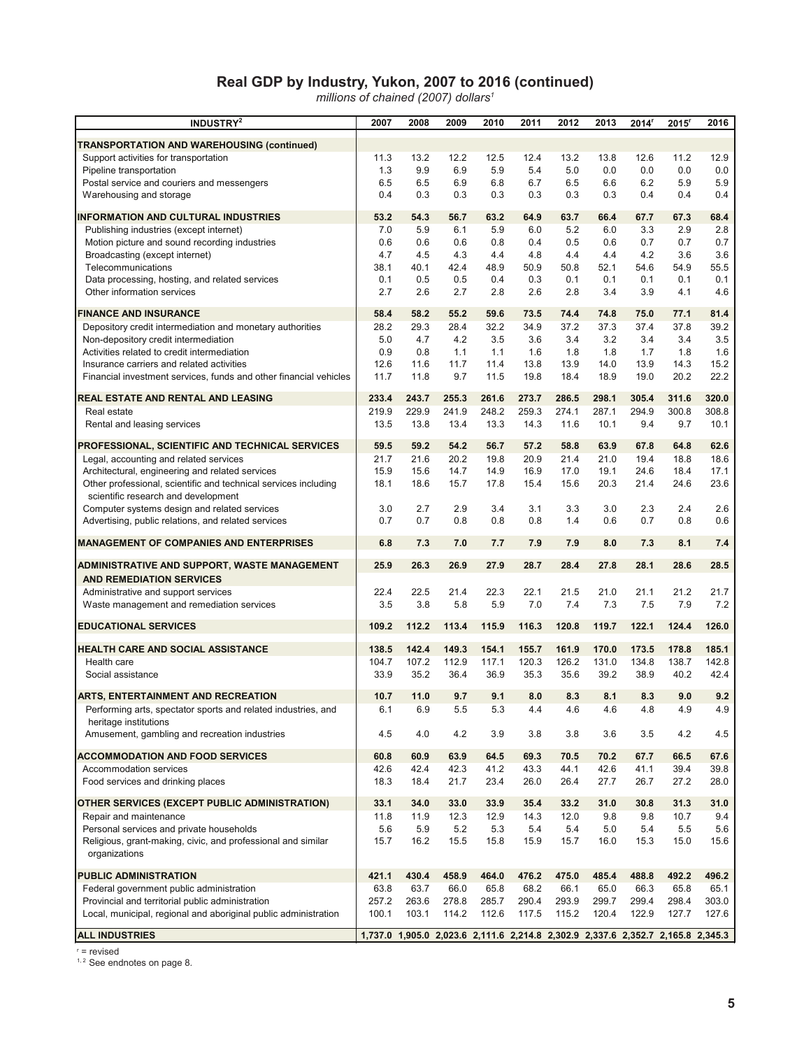# Real GDP by Industry, Yukon, 2007 to 2016 (continued)

*millions of chained (2007) dollars[1]*

| INDUSTRY[2] | 2007 | 2008 | 2009 | 2010 | 2011 | 2012 | 2013 | 2014[r] | 2015[r] | 2016 |
|---|---|---|---|---|---|---|---|---|---|---|
| **TRANSPORTATION AND WAREHOUSING (continued)** | | | | | | | | | | |
| Support activities for transportation | 11.3 | 13.2 | 12.2 | 12.5 | 12.4 | 13.2 | 13.8 | 12.6 | 11.2 | 12.9 |
| Pipeline transportation | 1.3 | 9.9 | 6.9 | 5.9 | 5.4 | 5.0 | 0.0 | 0.0 | 0.0 | 0.0 |
| Postal service and couriers and messengers | 6.5 | 6.5 | 6.9 | 6.8 | 6.7 | 6.5 | 6.6 | 6.2 | 5.9 | 5.9 |
| Warehousing and storage | 0.4 | 0.3 | 0.3 | 0.3 | 0.3 | 0.3 | 0.3 | 0.4 | 0.4 | 0.4 |
| **INFORMATION AND CULTURAL INDUSTRIES** | **53.2** | **54.3** | **56.7** | **63.2** | **64.9** | **63.7** | **66.4** | **67.7** | **67.3** | **68.4** |
| Publishing industries (except internet) | 7.0 | 5.9 | 6.1 | 5.9 | 6.0 | 5.2 | 6.0 | 3.3 | 2.9 | 2.8 |
| Motion picture and sound recording industries | 0.6 | 0.6 | 0.6 | 0.8 | 0.4 | 0.5 | 0.6 | 0.7 | 0.7 | 0.7 |
| Broadcasting (except internet) | 4.7 | 4.5 | 4.3 | 4.4 | 4.8 | 4.4 | 4.4 | 4.2 | 3.6 | 3.6 |
| Telecommunications | 38.1 | 40.1 | 42.4 | 48.9 | 50.9 | 50.8 | 52.1 | 54.6 | 54.9 | 55.5 |
| Data processing, hosting, and related services | 0.1 | 0.5 | 0.5 | 0.4 | 0.3 | 0.1 | 0.1 | 0.1 | 0.1 | 0.1 |
| Other information services | 2.7 | 2.6 | 2.7 | 2.8 | 2.6 | 2.8 | 3.4 | 3.9 | 4.1 | 4.6 |
| **FINANCE AND INSURANCE** | **58.4** | **58.2** | **55.2** | **59.6** | **73.5** | **74.4** | **74.8** | **75.0** | **77.1** | **81.4** |
| Depository credit intermediation and monetary authorities | 28.2 | 29.3 | 28.4 | 32.2 | 34.9 | 37.2 | 37.3 | 37.4 | 37.8 | 39.2 |
| Non-depository credit intermediation | 5.0 | 4.7 | 4.2 | 3.5 | 3.6 | 3.4 | 3.2 | 3.4 | 3.4 | 3.5 |
| Activities related to credit intermediation | 0.9 | 0.8 | 1.1 | 1.1 | 1.6 | 1.8 | 1.8 | 1.7 | 1.8 | 1.6 |
| Insurance carriers and related activities | 12.6 | 11.6 | 11.7 | 11.4 | 13.8 | 13.9 | 14.0 | 13.9 | 14.3 | 15.2 |
| Financial investment services, funds and other financial vehicles | 11.7 | 11.8 | 9.7 | 11.5 | 19.8 | 18.4 | 18.9 | 19.0 | 20.2 | 22.2 |
| **REAL ESTATE AND RENTAL AND LEASING** | **233.4** | **243.7** | **255.3** | **261.6** | **273.7** | **286.5** | **298.1** | **305.4** | **311.6** | **320.0** |
| Real estate | 219.9 | 229.9 | 241.9 | 248.2 | 259.3 | 274.1 | 287.1 | 294.9 | 300.8 | 308.8 |
| Rental and leasing services | 13.5 | 13.8 | 13.4 | 13.3 | 14.3 | 11.6 | 10.1 | 9.4 | 9.7 | 10.1 |
| **PROFESSIONAL, SCIENTIFIC AND TECHNICAL SERVICES** | **59.5** | **59.2** | **54.2** | **56.7** | **57.2** | **58.8** | **63.9** | **67.8** | **64.8** | **62.6** |
| Legal, accounting and related services | 21.7 | 21.6 | 20.2 | 19.8 | 20.9 | 21.4 | 21.0 | 19.4 | 18.8 | 18.6 |
| Architectural, engineering and related services | 15.9 | 15.6 | 14.7 | 14.9 | 16.9 | 17.0 | 19.1 | 24.6 | 18.4 | 17.1 |
| Other professional, scientific and technical services including scientific research and development | 18.1 | 18.6 | 15.7 | 17.8 | 15.4 | 15.6 | 20.3 | 21.4 | 24.6 | 23.6 |
| Computer systems design and related services | 3.0 | 2.7 | 2.9 | 3.4 | 3.1 | 3.3 | 3.0 | 2.3 | 2.4 | 2.6 |
| Advertising, public relations, and related services | 0.7 | 0.7 | 0.8 | 0.8 | 0.8 | 1.4 | 0.6 | 0.7 | 0.8 | 0.6 |
| **MANAGEMENT OF COMPANIES AND ENTERPRISES** | **6.8** | **7.3** | **7.0** | **7.7** | **7.9** | **7.9** | **8.0** | **7.3** | **8.1** | **7.4** |
| **ADMINISTRATIVE AND SUPPORT, WASTE MANAGEMENT AND REMEDIATION SERVICES** | **25.9** | **26.3** | **26.9** | **27.9** | **28.7** | **28.4** | **27.8** | **28.1** | **28.6** | **28.5** |
| Administrative and support services | 22.4 | 22.5 | 21.4 | 22.3 | 22.1 | 21.5 | 21.0 | 21.1 | 21.2 | 21.7 |
| Waste management and remediation services | 3.5 | 3.8 | 5.8 | 5.9 | 7.0 | 7.4 | 7.3 | 7.5 | 7.9 | 7.2 |
| **EDUCATIONAL SERVICES** | **109.2** | **112.2** | **113.4** | **115.9** | **116.3** | **120.8** | **119.7** | **122.1** | **124.4** | **126.0** |
| **HEALTH CARE AND SOCIAL ASSISTANCE** | **138.5** | **142.4** | **149.3** | **154.1** | **155.7** | **161.9** | **170.0** | **173.5** | **178.8** | **185.1** |
| Health care | 104.7 | 107.2 | 112.9 | 117.1 | 120.3 | 126.2 | 131.0 | 134.8 | 138.7 | 142.8 |
| Social assistance | 33.9 | 35.2 | 36.4 | 36.9 | 35.3 | 35.6 | 39.2 | 38.9 | 40.2 | 42.4 |
| **ARTS, ENTERTAINMENT AND RECREATION** | **10.7** | **11.0** | **9.7** | **9.1** | **8.0** | **8.3** | **8.1** | **8.3** | **9.0** | **9.2** |
| Performing arts, spectator sports and related industries, and heritage institutions | 6.1 | 6.9 | 5.5 | 5.3 | 4.4 | 4.6 | 4.6 | 4.8 | 4.9 | 4.9 |
| Amusement, gambling and recreation industries | 4.5 | 4.0 | 4.2 | 3.9 | 3.8 | 3.8 | 3.6 | 3.5 | 4.2 | 4.5 |
| **ACCOMMODATION AND FOOD SERVICES** | **60.8** | **60.9** | **63.9** | **64.5** | **69.3** | **70.5** | **70.2** | **67.7** | **66.5** | **67.6** |
| Accommodation services | 42.6 | 42.4 | 42.3 | 41.2 | 43.3 | 44.1 | 42.6 | 41.1 | 39.4 | 39.8 |
| Food services and drinking places | 18.3 | 18.4 | 21.7 | 23.4 | 26.0 | 26.4 | 27.7 | 26.7 | 27.2 | 28.0 |
| **OTHER SERVICES (EXCEPT PUBLIC ADMINISTRATION)** | **33.1** | **34.0** | **33.0** | **33.9** | **35.4** | **33.2** | **31.0** | **30.8** | **31.3** | **31.0** |
| Repair and maintenance | 11.8 | 11.9 | 12.3 | 12.9 | 14.3 | 12.0 | 9.8 | 9.8 | 10.7 | 9.4 |
| Personal services and private households | 5.6 | 5.9 | 5.2 | 5.3 | 5.4 | 5.4 | 5.0 | 5.4 | 5.5 | 5.6 |
| Religious, grant-making, civic, and professional and similar organizations | 15.7 | 16.2 | 15.5 | 15.8 | 15.9 | 15.7 | 16.0 | 15.3 | 15.0 | 15.6 |
| **PUBLIC ADMINISTRATION** | **421.1** | **430.4** | **458.9** | **464.0** | **476.2** | **475.0** | **485.4** | **488.8** | **492.2** | **496.2** |
| Federal government public administration | 63.8 | 63.7 | 66.0 | 65.8 | 68.2 | 66.1 | 65.0 | 66.3 | 65.8 | 65.1 |
| Provincial and territorial public administration | 257.2 | 263.6 | 278.8 | 285.7 | 290.4 | 293.9 | 299.7 | 299.4 | 298.4 | 303.0 |
| Local, municipal, regional and aboriginal public administration | 100.1 | 103.1 | 114.2 | 112.6 | 117.5 | 115.2 | 120.4 | 122.9 | 127.7 | 127.6 |
| **ALL INDUSTRIES** | **1,737.0** | **1,905.0** | **2,023.6** | **2,111.6** | **2,214.8** | **2,302.9** | **2,337.6** | **2,352.7** | **2,165.8** | **2,345.3** |

[r] = revised

[1, 2] See endnotes on page 8.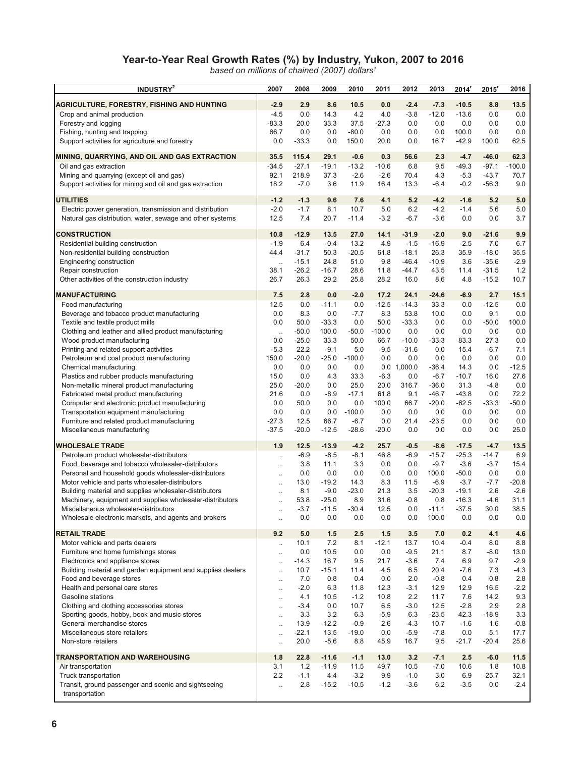## Year-to-Year Real Growth Rates (%) by Industry, Yukon, 2007 to 2016

*based on millions of chained (2007) dollars[1]*

| INDUSTRY[2] | 2007 | 2008 | 2009 | 2010 | 2011 | 2012 | 2013 | 2014[r] | 2015[r] | 2016 |
|---|---|---|---|---|---|---|---|---|---|---|
| **AGRICULTURE, FORESTRY, FISHING AND HUNTING** | **-2.9** | **2.9** | **8.6** | **10.5** | **0.0** | **-2.4** | **-7.3** | **-10.5** | **8.8** | **13.5** |
| Crop and animal production | -4.5 | 0.0 | 14.3 | 4.2 | 4.0 | -3.8 | -12.0 | -13.6 | 0.0 | 0.0 |
| Forestry and logging | -83.3 | 20.0 | 33.3 | 37.5 | -27.3 | 0.0 | 0.0 | 0.0 | 0.0 | 0.0 |
| Fishing, hunting and trapping | 66.7 | 0.0 | 0.0 | -80.0 | 0.0 | 0.0 | 0.0 | 100.0 | 0.0 | 0.0 |
| Support activities for agriculture and forestry | 0.0 | -33.3 | 0.0 | 150.0 | 20.0 | 0.0 | 16.7 | -42.9 | 100.0 | 62.5 |
| **MINING, QUARRYING, AND OIL AND GAS EXTRACTION** | **35.5** | **115.4** | **29.1** | **-0.6** | **0.3** | **56.6** | **2.3** | **-4.7** | **-46.0** | **62.3** |
| Oil and gas extraction | -34.5 | -27.1 | -19.1 | -13.2 | -10.6 | 6.8 | 9.5 | -49.3 | -97.1 | -100.0 |
| Mining and quarrying (except oil and gas) | 92.1 | 218.9 | 37.3 | -2.6 | -2.6 | 70.4 | 4.3 | -5.3 | -43.7 | 70.7 |
| Support activities for mining and oil and gas extraction | 18.2 | -7.0 | 3.6 | 11.9 | 16.4 | 13.3 | -6.4 | -0.2 | -56.3 | 9.0 |
| **UTILITIES** | **-1.2** | **-1.3** | **9.6** | **7.6** | **4.1** | **5.2** | **-4.2** | **-1.6** | **5.2** | **5.0** |
| Electric power generation, transmission and distribution | -2.0 | -1.7 | 8.1 | 10.7 | 5.0 | 6.2 | -4.2 | -1.4 | 5.6 | 5.0 |
| Natural gas distribution, water, sewage and other systems | 12.5 | 7.4 | 20.7 | -11.4 | -3.2 | -6.7 | -3.6 | 0.0 | 0.0 | 3.7 |
| **CONSTRUCTION** | **10.8** | **-12.9** | **13.5** | **27.0** | **14.1** | **-31.9** | **-2.0** | **9.0** | **-21.6** | **9.9** |
| Residential building construction | -1.9 | 6.4 | -0.4 | 13.2 | 4.9 | -1.5 | -16.9 | -2.5 | 7.0 | 6.7 |
| Non-residential building construction | 44.4 | -31.7 | 50.3 | -20.5 | 61.8 | -18.1 | 26.3 | 35.9 | -18.0 | 35.5 |
| Engineering construction | .. | -15.1 | 24.8 | 51.0 | 9.8 | -46.4 | -10.9 | 3.6 | -35.6 | -2.9 |
| Repair construction | 38.1 | -26.2 | -16.7 | 28.6 | 11.8 | -44.7 | 43.5 | 11.4 | -31.5 | 1.2 |
| Other activities of the construction industry | 26.7 | 26.3 | 29.2 | 25.8 | 28.2 | 16.0 | 8.6 | 4.8 | -15.2 | 10.7 |
| **MANUFACTURING** | **7.5** | **2.8** | **0.0** | **-2.0** | **17.2** | **24.1** | **-24.6** | **-6.9** | **2.7** | **15.1** |
| Food manufacturing | 12.5 | 0.0 | -11.1 | 0.0 | -12.5 | -14.3 | 33.3 | 0.0 | -12.5 | 0.0 |
| Beverage and tobacco product manufacturing | 0.0 | 8.3 | 0.0 | -7.7 | 8.3 | 53.8 | 10.0 | 0.0 | 9.1 | 0.0 |
| Textile and textile product mills | 0.0 | 50.0 | -33.3 | 0.0 | 50.0 | -33.3 | 0.0 | 0.0 | -50.0 | 100.0 |
| Clothing and leather and allied product manufacturing | .. | -50.0 | 100.0 | -50.0 | -100.0 | 0.0 | 0.0 | 0.0 | 0.0 | 0.0 |
| Wood product manufacturing | 0.0 | -25.0 | 33.3 | 50.0 | 66.7 | -10.0 | -33.3 | 83.3 | 27.3 | 0.0 |
| Printing and related support activities | -5.3 | 22.2 | -9.1 | 5.0 | -9.5 | -31.6 | 0.0 | 15.4 | -6.7 | 7.1 |
| Petroleum and coal product manufacturing | 150.0 | -20.0 | -25.0 | -100.0 | 0.0 | 0.0 | 0.0 | 0.0 | 0.0 | 0.0 |
| Chemical manufacturing | 0.0 | 0.0 | 0.0 | 0.0 | 0.0 | 1,000.0 | -36.4 | 14.3 | 0.0 | -12.5 |
| Plastics and rubber products manufacturing | 15.0 | 0.0 | 4.3 | 33.3 | -6.3 | 0.0 | -6.7 | -10.7 | 16.0 | 27.6 |
| Non-metallic mineral product manufacturing | 25.0 | -20.0 | 0.0 | 25.0 | 20.0 | 316.7 | -36.0 | 31.3 | -4.8 | 0.0 |
| Fabricated metal product manufacturing | 21.6 | 0.0 | -8.9 | -17.1 | 61.8 | 9.1 | -46.7 | -43.8 | 0.0 | 72.2 |
| Computer and electronic product manufacturing | 0.0 | 50.0 | 0.0 | 0.0 | 100.0 | 66.7 | -20.0 | -62.5 | -33.3 | -50.0 |
| Transportation equipment manufacturing | 0.0 | 0.0 | 0.0 | -100.0 | 0.0 | 0.0 | 0.0 | 0.0 | 0.0 | 0.0 |
| Furniture and related product manufacturing | -27.3 | 12.5 | 66.7 | -6.7 | 0.0 | 21.4 | -23.5 | 0.0 | 0.0 | 0.0 |
| Miscellaneous manufacturing | -37.5 | -20.0 | -12.5 | -28.6 | -20.0 | 0.0 | 0.0 | 0.0 | 0.0 | 25.0 |
| **WHOLESALE TRADE** | **1.9** | **12.5** | **-13.9** | **-4.2** | **25.7** | **-0.5** | **-8.6** | **-17.5** | **-4.7** | **13.5** |
| Petroleum product wholesaler-distributors | .. | -6.9 | -8.5 | -8.1 | 46.8 | -6.9 | -15.7 | -25.3 | -14.7 | 6.9 |
| Food, beverage and tobacco wholesaler-distributors | .. | 3.8 | 11.1 | 3.3 | 0.0 | 0.0 | -9.7 | -3.6 | -3.7 | 15.4 |
| Personal and household goods wholesaler-distributors | .. | 0.0 | 0.0 | 0.0 | 0.0 | 0.0 | 100.0 | -50.0 | 0.0 | 0.0 |
| Motor vehicle and parts wholesaler-distributors | .. | 13.0 | -19.2 | 14.3 | 8.3 | 11.5 | -6.9 | -3.7 | -7.7 | -20.8 |
| Building material and supplies wholesaler-distributors | .. | 8.1 | -9.0 | -23.0 | 21.3 | 3.5 | -20.3 | -19.1 | 2.6 | -2.6 |
| Machinery, equipment and supplies wholesaler-distributors | .. | 53.8 | -25.0 | 8.9 | 31.6 | -0.8 | 0.8 | -16.3 | -4.6 | 31.1 |
| Miscellaneous wholesaler-distributors | .. | -3.7 | -11.5 | -30.4 | 12.5 | 0.0 | -11.1 | -37.5 | 30.0 | 38.5 |
| Wholesale electronic markets, and agents and brokers | .. | 0.0 | 0.0 | 0.0 | 0.0 | 0.0 | 100.0 | 0.0 | 0.0 | 0.0 |
| **RETAIL TRADE** | **9.2** | **5.0** | **1.5** | **2.5** | **1.5** | **3.5** | **7.0** | **0.2** | **4.1** | **4.6** |
| Motor vehicle and parts dealers | .. | 10.1 | 7.2 | 8.1 | -12.1 | 13.7 | 10.4 | -0.4 | 8.0 | 8.8 |
| Furniture and home furnishings stores | .. | 0.0 | 10.5 | 0.0 | 0.0 | -9.5 | 21.1 | 8.7 | -8.0 | 13.0 |
| Electronics and appliance stores | .. | -14.3 | 16.7 | 9.5 | 21.7 | -3.6 | 7.4 | 6.9 | 9.7 | -2.9 |
| Building material and garden equipment and supplies dealers | .. | 10.7 | -15.1 | 11.4 | 4.5 | 6.5 | 20.4 | -7.6 | 7.3 | -4.3 |
| Food and beverage stores | .. | 7.0 | 0.8 | 0.4 | 0.0 | 2.0 | -0.8 | 0.4 | 0.8 | 2.8 |
| Health and personal care stores | .. | -2.0 | 6.3 | 11.8 | 12.3 | -3.1 | 12.9 | 12.9 | 16.5 | -2.2 |
| Gasoline stations | .. | 4.1 | 10.5 | -1.2 | 10.8 | 2.2 | 11.7 | 7.6 | 14.2 | 9.3 |
| Clothing and clothing accessories stores | .. | -3.4 | 0.0 | 10.7 | 6.5 | -3.0 | 12.5 | -2.8 | 2.9 | 2.8 |
| Sporting goods, hobby, book and music stores | .. | 3.3 | 3.2 | 6.3 | -5.9 | 6.3 | -23.5 | 42.3 | -18.9 | 3.3 |
| General merchandise stores | .. | 13.9 | -12.2 | -0.9 | 2.6 | -4.3 | 10.7 | -1.6 | 1.6 | -0.8 |
| Miscellaneous store retailers | .. | -22.1 | 13.5 | -19.0 | 0.0 | -5.9 | -7.8 | 0.0 | 5.1 | 17.7 |
| Non-store retailers | .. | 20.0 | -5.6 | 8.8 | 45.9 | 16.7 | 9.5 | -21.7 | -20.4 | 25.6 |
| **TRANSPORTATION AND WAREHOUSING** | **1.8** | **22.8** | **-11.6** | **-1.1** | **13.0** | **3.2** | **-7.1** | **2.5** | **-6.0** | **11.5** |
| Air transportation | 3.1 | 1.2 | -11.9 | 11.5 | 49.7 | 10.5 | -7.0 | 10.6 | 1.8 | 10.8 |
| Truck transportation | 2.2 | -1.1 | 4.4 | -3.2 | 9.9 | -1.0 | 3.0 | 6.9 | -25.7 | 32.1 |
| Transit, ground passenger and scenic and sightseeing transportation | .. | 2.8 | -15.2 | -10.5 | -1.2 | -3.6 | 6.2 | -3.5 | 0.0 | -2.4 |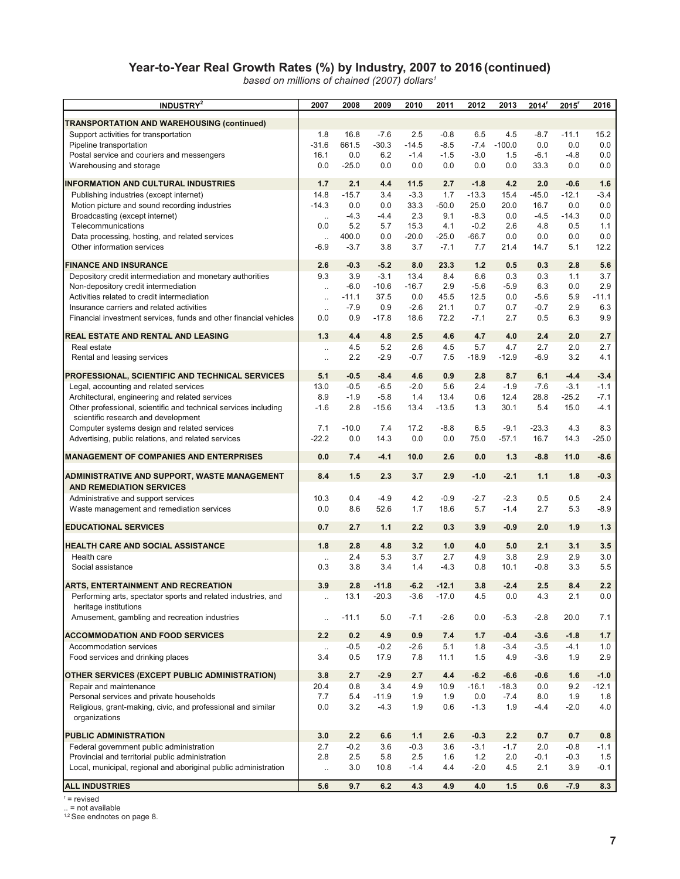## Year-to-Year Real Growth Rates (%) by Industry, 2007 to 2016 (continued)

*based on millions of chained (2007) dollars[1]*

| INDUSTRY[2] | 2007 | 2008 | 2009 | 2010 | 2011 | 2012 | 2013 | 2014[r] | 2015[r] | 2016 |
|---|---|---|---|---|---|---|---|---|---|---|
| **TRANSPORTATION AND WAREHOUSING (continued)** | | | | | | | | | | |
| Support activities for transportation | 1.8 | 16.8 | -7.6 | 2.5 | -0.8 | 6.5 | 4.5 | -8.7 | -11.1 | 15.2 |
| Pipeline transportation | -31.6 | 661.5 | -30.3 | -14.5 | -8.5 | -7.4 | -100.0 | 0.0 | 0.0 | 0.0 |
| Postal service and couriers and messengers | 16.1 | 0.0 | 6.2 | -1.4 | -1.5 | -3.0 | 1.5 | -6.1 | -4.8 | 0.0 |
| Warehousing and storage | 0.0 | -25.0 | 0.0 | 0.0 | 0.0 | 0.0 | 0.0 | 33.3 | 0.0 | 0.0 |
| **INFORMATION AND CULTURAL INDUSTRIES** | **1.7** | **2.1** | **4.4** | **11.5** | **2.7** | **-1.8** | **4.2** | **2.0** | **-0.6** | **1.6** |
| Publishing industries (except internet) | 14.8 | -15.7 | 3.4 | -3.3 | 1.7 | -13.3 | 15.4 | -45.0 | -12.1 | -3.4 |
| Motion picture and sound recording industries | -14.3 | 0.0 | 0.0 | 33.3 | -50.0 | 25.0 | 20.0 | 16.7 | 0.0 | 0.0 |
| Broadcasting (except internet) | .. | -4.3 | -4.4 | 2.3 | 9.1 | -8.3 | 0.0 | -4.5 | -14.3 | 0.0 |
| Telecommunications | 0.0 | 5.2 | 5.7 | 15.3 | 4.1 | -0.2 | 2.6 | 4.8 | 0.5 | 1.1 |
| Data processing, hosting, and related services | .. | 400.0 | 0.0 | -20.0 | -25.0 | -66.7 | 0.0 | 0.0 | 0.0 | 0.0 |
| Other information services | -6.9 | -3.7 | 3.8 | 3.7 | -7.1 | 7.7 | 21.4 | 14.7 | 5.1 | 12.2 |
| **FINANCE AND INSURANCE** | **2.6** | **-0.3** | **-5.2** | **8.0** | **23.3** | **1.2** | **0.5** | **0.3** | **2.8** | **5.6** |
| Depository credit intermediation and monetary authorities | 9.3 | 3.9 | -3.1 | 13.4 | 8.4 | 6.6 | 0.3 | 0.3 | 1.1 | 3.7 |
| Non-depository credit intermediation | .. | -6.0 | -10.6 | -16.7 | 2.9 | -5.6 | -5.9 | 6.3 | 0.0 | 2.9 |
| Activities related to credit intermediation | .. | -11.1 | 37.5 | 0.0 | 45.5 | 12.5 | 0.0 | -5.6 | 5.9 | -11.1 |
| Insurance carriers and related activities | .. | -7.9 | 0.9 | -2.6 | 21.1 | 0.7 | 0.7 | -0.7 | 2.9 | 6.3 |
| Financial investment services, funds and other financial vehicles | 0.0 | 0.9 | -17.8 | 18.6 | 72.2 | -7.1 | 2.7 | 0.5 | 6.3 | 9.9 |
| **REAL ESTATE AND RENTAL AND LEASING** | **1.3** | **4.4** | **4.8** | **2.5** | **4.6** | **4.7** | **4.0** | **2.4** | **2.0** | **2.7** |
| Real estate | .. | 4.5 | 5.2 | 2.6 | 4.5 | 5.7 | 4.7 | 2.7 | 2.0 | 2.7 |
| Rental and leasing services | .. | 2.2 | -2.9 | -0.7 | 7.5 | -18.9 | -12.9 | -6.9 | 3.2 | 4.1 |
| **PROFESSIONAL, SCIENTIFIC AND TECHNICAL SERVICES** | **5.1** | **-0.5** | **-8.4** | **4.6** | **0.9** | **2.8** | **8.7** | **6.1** | **-4.4** | **-3.4** |
| Legal, accounting and related services | 13.0 | -0.5 | -6.5 | -2.0 | 5.6 | 2.4 | -1.9 | -7.6 | -3.1 | -1.1 |
| Architectural, engineering and related services | 8.9 | -1.9 | -5.8 | 1.4 | 13.4 | 0.6 | 12.4 | 28.8 | -25.2 | -7.1 |
| Other professional, scientific and technical services including scientific research and development | -1.6 | 2.8 | -15.6 | 13.4 | -13.5 | 1.3 | 30.1 | 5.4 | 15.0 | -4.1 |
| Computer systems design and related services | 7.1 | -10.0 | 7.4 | 17.2 | -8.8 | 6.5 | -9.1 | -23.3 | 4.3 | 8.3 |
| Advertising, public relations, and related services | -22.2 | 0.0 | 14.3 | 0.0 | 0.0 | 75.0 | -57.1 | 16.7 | 14.3 | -25.0 |
| **MANAGEMENT OF COMPANIES AND ENTERPRISES** | **0.0** | **7.4** | **-4.1** | **10.0** | **2.6** | **0.0** | **1.3** | **-8.8** | **11.0** | **-8.6** |
| **ADMINISTRATIVE AND SUPPORT, WASTE MANAGEMENT AND REMEDIATION SERVICES** | **8.4** | **1.5** | **2.3** | **3.7** | **2.9** | **-1.0** | **-2.1** | **1.1** | **1.8** | **-0.3** |
| Administrative and support services | 10.3 | 0.4 | -4.9 | 4.2 | -0.9 | -2.7 | -2.3 | 0.5 | 0.5 | 2.4 |
| Waste management and remediation services | 0.0 | 8.6 | 52.6 | 1.7 | 18.6 | 5.7 | -1.4 | 2.7 | 5.3 | -8.9 |
| **EDUCATIONAL SERVICES** | **0.7** | **2.7** | **1.1** | **2.2** | **0.3** | **3.9** | **-0.9** | **2.0** | **1.9** | **1.3** |
| **HEALTH CARE AND SOCIAL ASSISTANCE** | **1.8** | **2.8** | **4.8** | **3.2** | **1.0** | **4.0** | **5.0** | **2.1** | **3.1** | **3.5** |
| Health care | .. | 2.4 | 5.3 | 3.7 | 2.7 | 4.9 | 3.8 | 2.9 | 2.9 | 3.0 |
| Social assistance | 0.3 | 3.8 | 3.4 | 1.4 | -4.3 | 0.8 | 10.1 | -0.8 | 3.3 | 5.5 |
| **ARTS, ENTERTAINMENT AND RECREATION** | **3.9** | **2.8** | **-11.8** | **-6.2** | **-12.1** | **3.8** | **-2.4** | **2.5** | **8.4** | **2.2** |
| Performing arts, spectator sports and related industries, and heritage institutions | .. | 13.1 | -20.3 | -3.6 | -17.0 | 4.5 | 0.0 | 4.3 | 2.1 | 0.0 |
| Amusement, gambling and recreation industries | .. | -11.1 | 5.0 | -7.1 | -2.6 | 0.0 | -5.3 | -2.8 | 20.0 | 7.1 |
| **ACCOMMODATION AND FOOD SERVICES** | **2.2** | **0.2** | **4.9** | **0.9** | **7.4** | **1.7** | **-0.4** | **-3.6** | **-1.8** | **1.7** |
| Accommodation services | .. | -0.5 | -0.2 | -2.6 | 5.1 | 1.8 | -3.4 | -3.5 | -4.1 | 1.0 |
| Food services and drinking places | 3.4 | 0.5 | 17.9 | 7.8 | 11.1 | 1.5 | 4.9 | -3.6 | 1.9 | 2.9 |
| **OTHER SERVICES (EXCEPT PUBLIC ADMINISTRATION)** | **3.8** | **2.7** | **-2.9** | **2.7** | **4.4** | **-6.2** | **-6.6** | **-0.6** | **1.6** | **-1.0** |
| Repair and maintenance | 20.4 | 0.8 | 3.4 | 4.9 | 10.9 | -16.1 | -18.3 | 0.0 | 9.2 | -12.1 |
| Personal services and private households | 7.7 | 5.4 | -11.9 | 1.9 | 1.9 | 0.0 | -7.4 | 8.0 | 1.9 | 1.8 |
| Religious, grant-making, civic, and professional and similar organizations | 0.0 | 3.2 | -4.3 | 1.9 | 0.6 | -1.3 | 1.9 | -4.4 | -2.0 | 4.0 |
| **PUBLIC ADMINISTRATION** | **3.0** | **2.2** | **6.6** | **1.1** | **2.6** | **-0.3** | **2.2** | **0.7** | **0.7** | **0.8** |
| Federal government public administration | 2.7 | -0.2 | 3.6 | -0.3 | 3.6 | -3.1 | -1.7 | 2.0 | -0.8 | -1.1 |
| Provincial and territorial public administration | 2.8 | 2.5 | 5.8 | 2.5 | 1.6 | 1.2 | 2.0 | -0.1 | -0.3 | 1.5 |
| Local, municipal, regional and aboriginal public administration | .. | 3.0 | 10.8 | -1.4 | 4.4 | -2.0 | 4.5 | 2.1 | 3.9 | -0.1 |
| **ALL INDUSTRIES** | **5.6** | **9.7** | **6.2** | **4.3** | **4.9** | **4.0** | **1.5** | **0.6** | **-7.9** | **8.3** |

r = revised

.. = not available

1,2 See endnotes on page 8.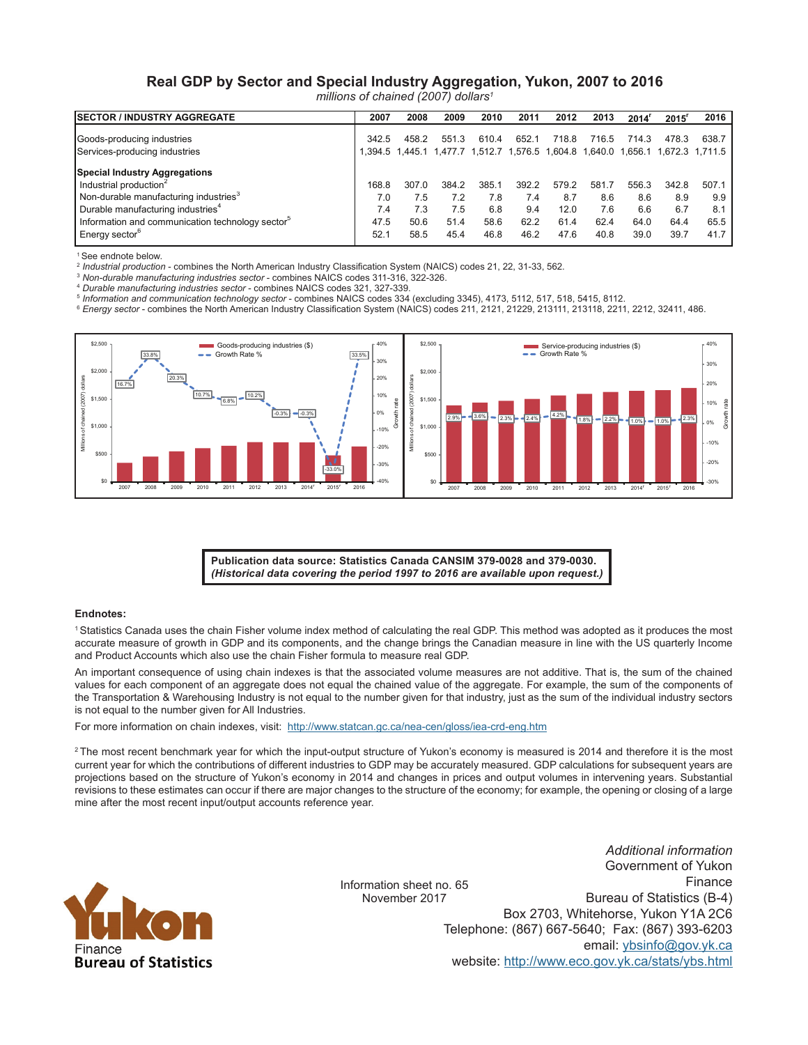# Real GDP by Sector and Special Industry Aggregation, Yukon, 2007 to 2016

*millions of chained (2007) dollars[1]*

| SECTOR / INDUSTRY AGGREGATE | 2007 | 2008 | 2009 | 2010 | 2011 | 2012 | 2013 | 2014[r] | 2015[r] | 2016 |
|---|---|---|---|---|---|---|---|---|---|---|
| Goods-producing industries | 342.5 | 458.2 | 551.3 | 610.4 | 652.1 | 718.8 | 716.5 | 714.3 | 478.3 | 638.7 |
| Services-producing industries | 1,394.5 | 1,445.1 | 1,477.7 | 1,512.7 | 1,576.5 | 1,604.8 | 1,640.0 | 1,656.1 | 1,672.3 | 1,711.5 |
| **Special Industry Aggregations** | | | | | | | | | | |
| Industrial production[2] | 168.8 | 307.0 | 384.2 | 385.1 | 392.2 | 579.2 | 581.7 | 556.3 | 342.8 | 507.1 |
| Non-durable manufacturing industries[3] | 7.0 | 7.5 | 7.2 | 7.8 | 7.4 | 8.7 | 8.6 | 8.6 | 8.9 | 9.9 |
| Durable manufacturing industries[4] | 7.4 | 7.3 | 7.5 | 6.8 | 9.4 | 12.0 | 7.6 | 6.6 | 6.7 | 8.1 |
| Information and communication technology sector[5] | 47.5 | 50.6 | 51.4 | 58.6 | 62.2 | 61.4 | 62.4 | 64.0 | 64.4 | 65.5 |
| Energy sector[6] | 52.1 | 58.5 | 45.4 | 46.8 | 46.2 | 47.6 | 40.8 | 39.0 | 39.7 | 41.7 |

[1] See endnote below.
[2] *Industrial production* - combines the North American Industry Classification System (NAICS) codes 21, 22, 31-33, 562.
[3] *Non-durable manufacturing industries sector* - combines NAICS codes 311-316, 322-326.
[4] *Durable manufacturing industries sector* - combines NAICS codes 321, 327-339.
[5] *Information and communication technology sector* - combines NAICS codes 334 (excluding 3345), 4173, 5112, 517, 518, 5415, 8112.
[6] *Energy sector* - combines the North American Industry Classification System (NAICS) codes 211, 2121, 21229, 213111, 213118, 2211, 2212, 32411, 486.

Goods-producing industries ($)
Growth Rate %
Millions of chained (2007) dollars
Growth rate
$2,500 $2,000 $1,500 $1,000 $500 $0
40% 30% 20% 10% 0% -10% -20% -30% -40%
16.7% 33.8% 20.3% 10.7% 6.8% 10.2% -0.3% -0.3% -33.0% 33.5%
2007 2008 2009 2010 2011 2012 2013 2014[r] 2015[r] 2016

Service-producing industries ($)
Growth Rate %
Millions of chained (2007) dollars
Growth rate
$2,500 $2,000 $1,500 $1,000 $500 $0
40% 30% 20% 10% 0% -10% -20% -30%
2.9% 3.6% 2.3% 2.4% 4.2% 1.8% 2.2% 1.0% 1.0% 2.3%
2007 2008 2009 2010 2011 2012 2013 2014[r] 2015[r] 2016

**Publication data source: Statistics Canada CANSIM 379-0028 and 379-0030.**
***(Historical data covering the period 1997 to 2016 are available upon request.)***

**Endnotes:**

[1] Statistics Canada uses the chain Fisher volume index method of calculating the real GDP. This method was adopted as it produces the most accurate measure of growth in GDP and its components, and the change brings the Canadian measure in line with the US quarterly Income and Product Accounts which also use the chain Fisher formula to measure real GDP.

An important consequence of using chain indexes is that the associated volume measures are not additive. That is, the sum of the chained values for each component of an aggregate does not equal the chained value of the aggregate. For example, the sum of the components of the Transportation & Warehousing Industry is not equal to the number given for that industry, just as the sum of the individual industry sectors is not equal to the number given for All Industries.

For more information on chain indexes, visit: http://www.statcan.gc.ca/nea-cen/gloss/iea-crd-eng.htm

[2] The most recent benchmark year for which the input-output structure of Yukon's economy is measured is 2014 and therefore it is the most current year for which the contributions of different industries to GDP may be accurately measured. GDP calculations for subsequent years are projections based on the structure of Yukon's economy in 2014 and changes in prices and output volumes in intervening years. Substantial revisions to these estimates can occur if there are major changes to the structure of the economy; for example, the opening or closing of a large mine after the most recent input/output accounts reference year.

Yukon
Finance
**Bureau of Statistics**

Information sheet no. 65
November 2017

*Additional information*
Government of Yukon
Finance
Bureau of Statistics (B-4)
Box 2703, Whitehorse, Yukon Y1A 2C6
Telephone: (867) 667-5640; Fax: (867) 393-6203
email: ybsinfo@gov.yk.ca
website: http://www.eco.gov.yk.ca/stats/ybs.html